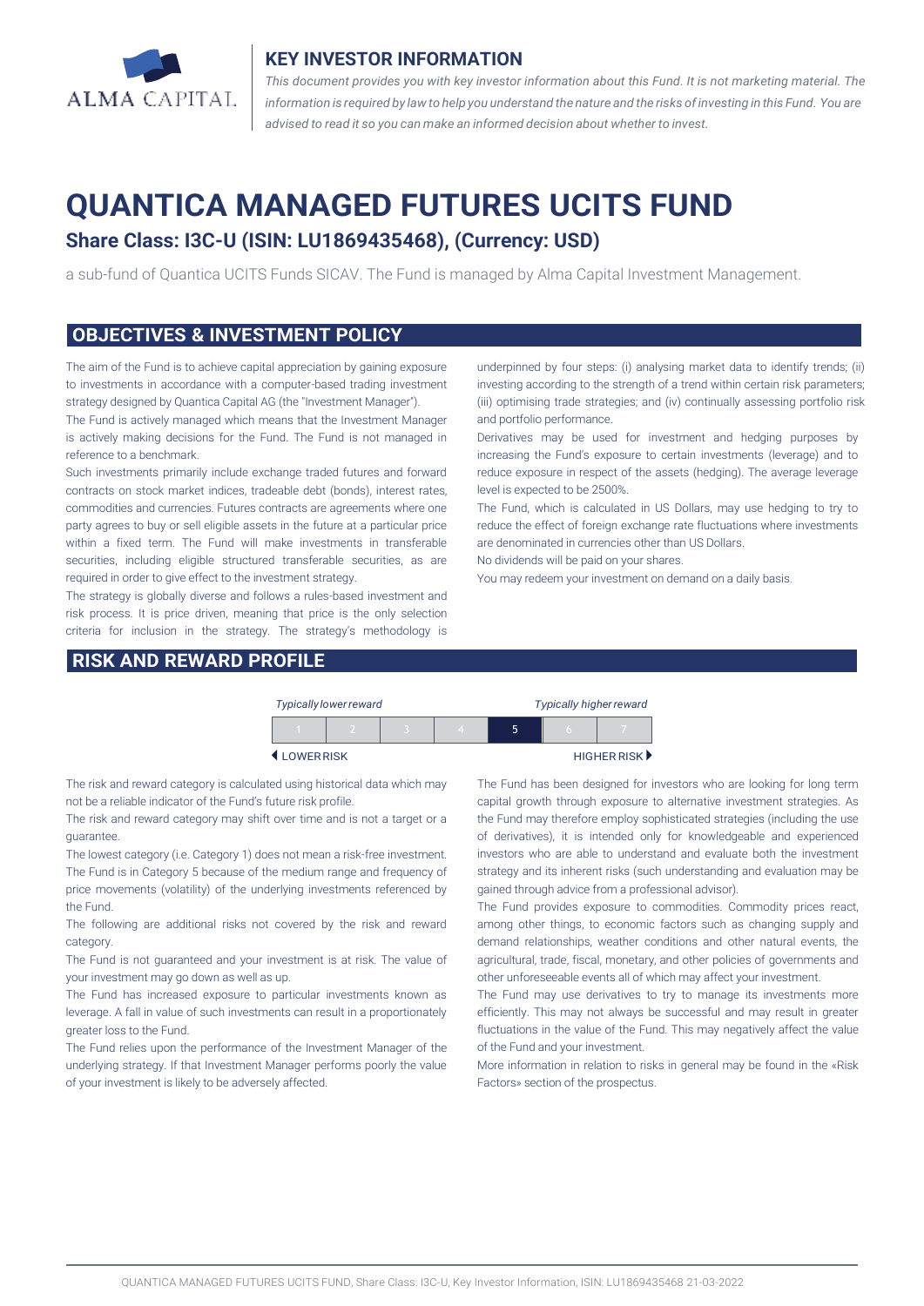## KEY INVESTOR INFORMATION

*This document provides you with key investor information about this Fund. It is not marketing material. The information is required by law to help you understand the nature and the risks of investing in this Fund. You are advised to read it so you can make an informed decision about whether to invest.*

# QUANTICA MANAGED FUTURES UCITS FUND

### Share Class: I3C-U (ISIN: LU1869435468), (Currency: USD)

a sub-fund of Quantica UCITS Funds SICAV. The Fund is managed by Alma Capital Investment Management.

## OBJECTIVES & INVESTMENT POLICY

The aim of the Fund is to achieve capital appreciation by gaining exposure to investments in accordance with a computer-based trading investment strategy designed by Quantica Capital AG (the "Investment Manager").

The Fund is actively managed which means that the Investment Manager is actively making decisions for the Fund. The Fund is not managed in reference to a benchmark.

Such investments primarily include exchange traded futures and forward contracts on stock market indices, tradeable debt (bonds), interest rates, commodities and currencies. Futures contracts are agreements where one party agrees to buy or sell eligible assets in the future at a particular price within a fixed term. The Fund will make investments in transferable securities, including eligible structured transferable securities, as are required in order to give effect to the investment strategy.

The strategy is globally diverse and follows a rules-based investment and risk process. It is price driven, meaning that price is the only selection criteria for inclusion in the strategy. The strategy's methodology is underpinned by four steps: (i) analysing market data to identify trends; (ii) investing according to the strength of a trend within certain risk parameters; (iii) optimising trade strategies; and (iv) continually assessing portfolio risk and portfolio performance.

Derivatives may be used for investment and hedging purposes by increasing the Fund's exposure to certain investments (leverage) and to reduce exposure in respect of the assets (hedging). The average leverage level is expected to be 2500%.

The Fund, which is calculated in US Dollars, may use hedging to try to reduce the effect of foreign exchange rate fluctuations where investments are denominated in currencies other than US Dollars.

No dividends will be paid on your shares.

You may redeem your investment on demand on a daily basis.

## RISK AND REWARD PROFILE

| *Typically lower reward* | | | | | | *Typically higher reward* |
|---|---|---|---|---|---|---|
| 1 | 2 | 3 | 4 | **5** | 6 | 7 |
| ◀ LOWER RISK | | | | | | HIGHER RISK ▶ |

The risk and reward category is calculated using historical data which may not be a reliable indicator of the Fund's future risk profile.

The risk and reward category may shift over time and is not a target or a guarantee.

The lowest category (i.e. Category 1) does not mean a risk-free investment.

The Fund is in Category 5 because of the medium range and frequency of price movements (volatility) of the underlying investments referenced by the Fund.

The following are additional risks not covered by the risk and reward category.

The Fund is not guaranteed and your investment is at risk. The value of your investment may go down as well as up.

The Fund has increased exposure to particular investments known as leverage. A fall in value of such investments can result in a proportionately greater loss to the Fund.

The Fund relies upon the performance of the Investment Manager of the underlying strategy. If that Investment Manager performs poorly the value of your investment is likely to be adversely affected.

The Fund has been designed for investors who are looking for long term capital growth through exposure to alternative investment strategies. As the Fund may therefore employ sophisticated strategies (including the use of derivatives), it is intended only for knowledgeable and experienced investors who are able to understand and evaluate both the investment strategy and its inherent risks (such understanding and evaluation may be gained through advice from a professional advisor).

The Fund provides exposure to commodities. Commodity prices react, among other things, to economic factors such as changing supply and demand relationships, weather conditions and other natural events, the agricultural, trade, fiscal, monetary, and other policies of governments and other unforeseeable events all of which may affect your investment.

The Fund may use derivatives to try to manage its investments more efficiently. This may not always be successful and may result in greater fluctuations in the value of the Fund. This may negatively affect the value of the Fund and your investment.

More information in relation to risks in general may be found in the «Risk Factors» section of the prospectus.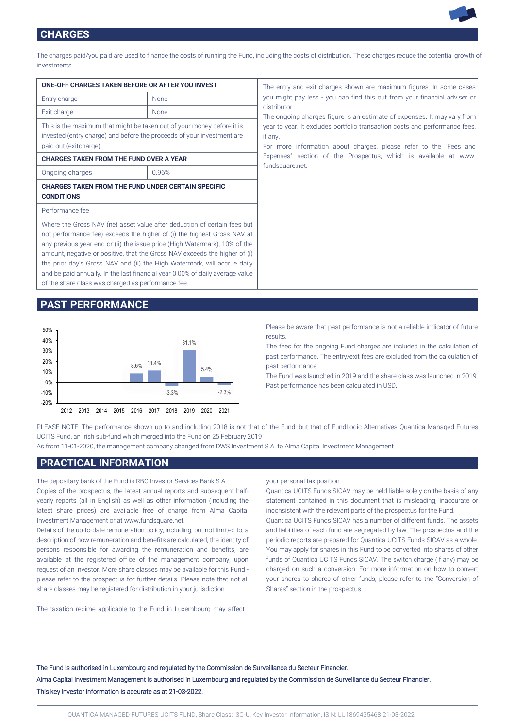## CHARGES

The charges paid/you paid are used to finance the costs of running the Fund, including the costs of distribution. These charges reduce the potential growth of investments.

| ONE-OFF CHARGES TAKEN BEFORE OR AFTER YOU INVEST | |
|---|---|
| Entry charge | None |
| Exit charge | None |
| This is the maximum that might be taken out of your money before it is invested (entry charge) and before the proceeds of your investment are paid out (exitcharge). | |
| **CHARGES TAKEN FROM THE FUND OVER A YEAR** | |
| Ongoing charges | 0.96% |
| **CHARGES TAKEN FROM THE FUND UNDER CERTAIN SPECIFIC CONDITIONS** | |
| Performance fee | |
| Where the Gross NAV (net asset value after deduction of certain fees but not performance fee) exceeds the higher of (i) the highest Gross NAV at any previous year end or (ii) the issue price (High Watermark), 10% of the amount, negative or positive, that the Gross NAV exceeds the higher of (i) the prior day's Gross NAV and (ii) the High Watermark, will accrue daily and be paid annually. In the last financial year 0.00% of daily average value of the share class was charged as performance fee. | |

The entry and exit charges shown are maximum figures. In some cases you might pay less - you can find this out from your financial adviser or distributor.

The ongoing charges figure is an estimate of expenses. It may vary from year to year. It excludes portfolio transaction costs and performance fees, if any.

For more information about charges, please refer to the "Fees and Expenses" section of the Prospectus, which is available at www.fundsquare.net.

## PAST PERFORMANCE

50%
40%
30%
20%
10%
0%
-10%
-20%

8.6% 11.4% -3.3% 31.1% 5.4% -2.3%

2012 2013 2014 2015 2016 2017 2018 2019 2020 2021

Please be aware that past performance is not a reliable indicator of future results.

The fees for the ongoing Fund charges are included in the calculation of past performance. The entry/exit fees are excluded from the calculation of past performance.

The Fund was launched in 2019 and the share class was launched in 2019.

Past performance has been calculated in USD.

PLEASE NOTE: The performance shown up to and including 2018 is not that of the Fund, but that of FundLogic Alternatives Quantica Managed Futures UCITS Fund, an Irish sub-fund which merged into the Fund on 25 February 2019

As from 11-01-2020, the management company changed from DWS Investment S.A. to Alma Capital Investment Management.

## PRACTICAL INFORMATION

The depositary bank of the Fund is RBC Investor Services Bank S.A.

Copies of the prospectus, the latest annual reports and subsequent half-yearly reports (all in English) as well as other information (including the latest share prices) are available free of charge from Alma Capital Investment Management or at www.fundsquare.net.

Details of the up-to-date remuneration policy, including, but not limited to, a description of how remuneration and benefits are calculated, the identity of persons responsible for awarding the remuneration and benefits, are available at the registered office of the management company, upon request of an investor. More share classes may be available for this Fund - please refer to the prospectus for further details. Please note that not all share classes may be registered for distribution in your jurisdiction.

The taxation regime applicable to the Fund in Luxembourg may affect your personal tax position.

Quantica UCITS Funds SICAV may be held liable solely on the basis of any statement contained in this document that is misleading, inaccurate or inconsistent with the relevant parts of the prospectus for the Fund.

Quantica UCITS Funds SICAV has a number of different funds. The assets and liabilities of each fund are segregated by law. The prospectus and the periodic reports are prepared for Quantica UCITS Funds SICAV as a whole. You may apply for shares in this Fund to be converted into shares of other funds of Quantica UCITS Funds SICAV. The switch charge (if any) may be charged on such a conversion. For more information on how to convert your shares to shares of other funds, please refer to the "Conversion of Shares" section in the prospectus.

The Fund is authorised in Luxembourg and regulated by the Commission de Surveillance du Secteur Financier.

Alma Capital Investment Management is authorised in Luxembourg and regulated by the Commission de Surveillance du Secteur Financier.

This key investor information is accurate as at 21-03-2022.